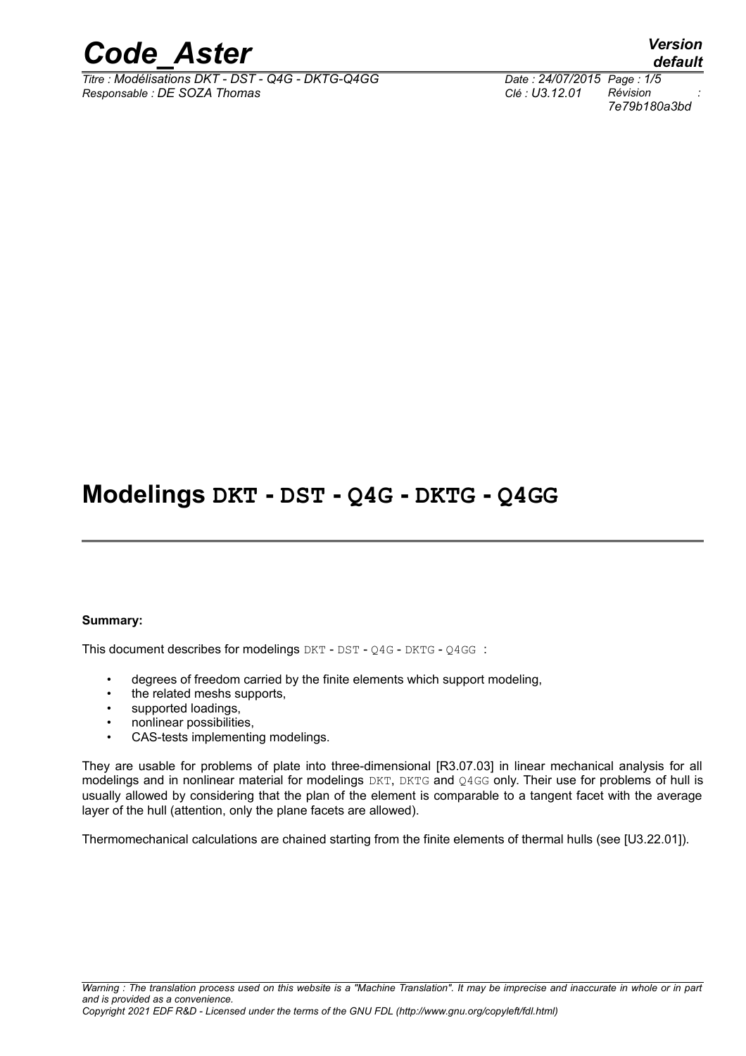# Modelings DKT - DST - Q4G - DKTG - Q4GG

**Summary:**

This document describes for modelings DKT - DST - Q4G - DKTG - Q4GG :

- degrees of freedom carried by the finite elements which support modeling,
- the related meshs supports,
- supported loadings,
- nonlinear possibilities,
- CAS-tests implementing modelings.

They are usable for problems of plate into three-dimensional [R3.07.03] in linear mechanical analysis for all modelings and in nonlinear material for modelings DKT, DKTG and Q4GG only. Their use for problems of hull is usually allowed by considering that the plan of the element is comparable to a tangent facet with the average layer of the hull (attention, only the plane facets are allowed).

Thermomechanical calculations are chained starting from the finite elements of thermal hulls (see [U3.22.01]).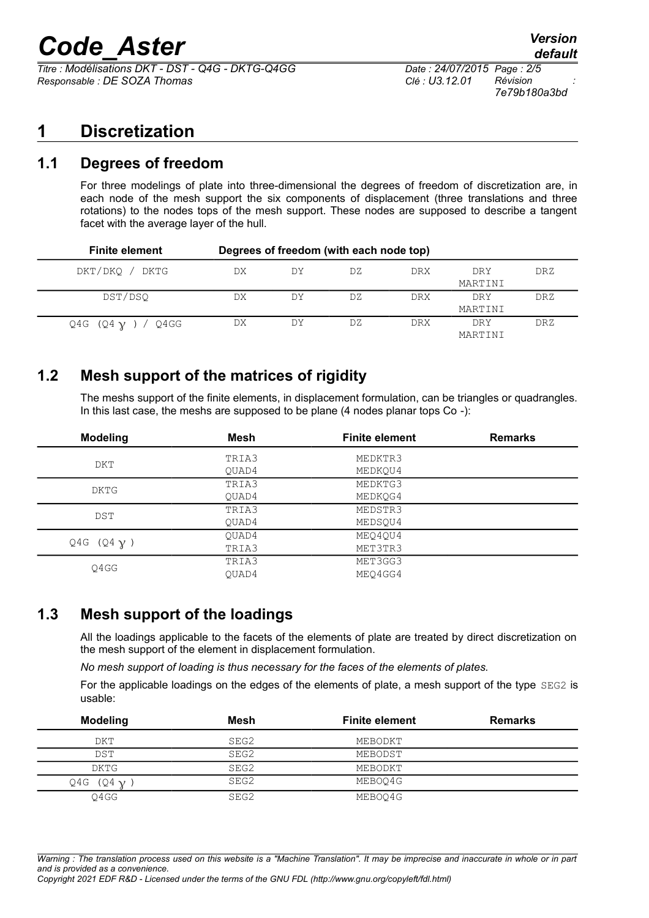# 1 Discretization

## 1.1 Degrees of freedom

For three modelings of plate into three-dimensional the degrees of freedom of discretization are, in each node of the mesh support the six components of displacement (three translations and three rotations) to the nodes tops of the mesh support. These nodes are supposed to describe a tangent facet with the average layer of the hull.

| Finite element | Degrees of freedom (with each node top) | | | | | |
|---|---|---|---|---|---|---|
| DKT/DKQ / DKTG | DX | DY | DZ | DRX | DRY MARTINI | DRZ |
| DST/DSQ | DX | DY | DZ | DRX | DRY MARTINI | DRZ |
| Q4G (Q4 $\gamma$ ) / Q4GG | DX | DY | DZ | DRX | DRY MARTINI | DRZ |

## 1.2 Mesh support of the matrices of rigidity

The meshs support of the finite elements, in displacement formulation, can be triangles or quadrangles. In this last case, the meshs are supposed to be plane (4 nodes planar tops Co -):

| Modeling | Mesh | Finite element | Remarks |
|---|---|---|---|
| DKT | TRIA3<br>QUAD4 | MEDKTR3<br>MEDKQU4 | |
| DKTG | TRIA3<br>QUAD4 | MEDKTG3<br>MEDKQG4 | |
| DST | TRIA3<br>QUAD4 | MEDSTR3<br>MEDSQU4 | |
| Q4G (Q4 $\gamma$ ) | QUAD4<br>TRIA3 | MEQ4QU4<br>MET3TR3 | |
| Q4GG | TRIA3<br>QUAD4 | MET3GG3<br>MEQ4GG4 | |

## 1.3 Mesh support of the loadings

All the loadings applicable to the facets of the elements of plate are treated by direct discretization on the mesh support of the element in displacement formulation.

*No mesh support of loading is thus necessary for the faces of the elements of plates.*

For the applicable loadings on the edges of the elements of plate, a mesh support of the type SEG2 is usable:

| Modeling | Mesh | Finite element | Remarks |
|---|---|---|---|
| DKT | SEG2 | MEBODKT | |
| DST | SEG2 | MEBODST | |
| DKTG | SEG2 | MEBODKT | |
| Q4G (Q4 $\gamma$ ) | SEG2 | MEBOQ4G | |
| Q4GG | SEG2 | MEBOQ4G | |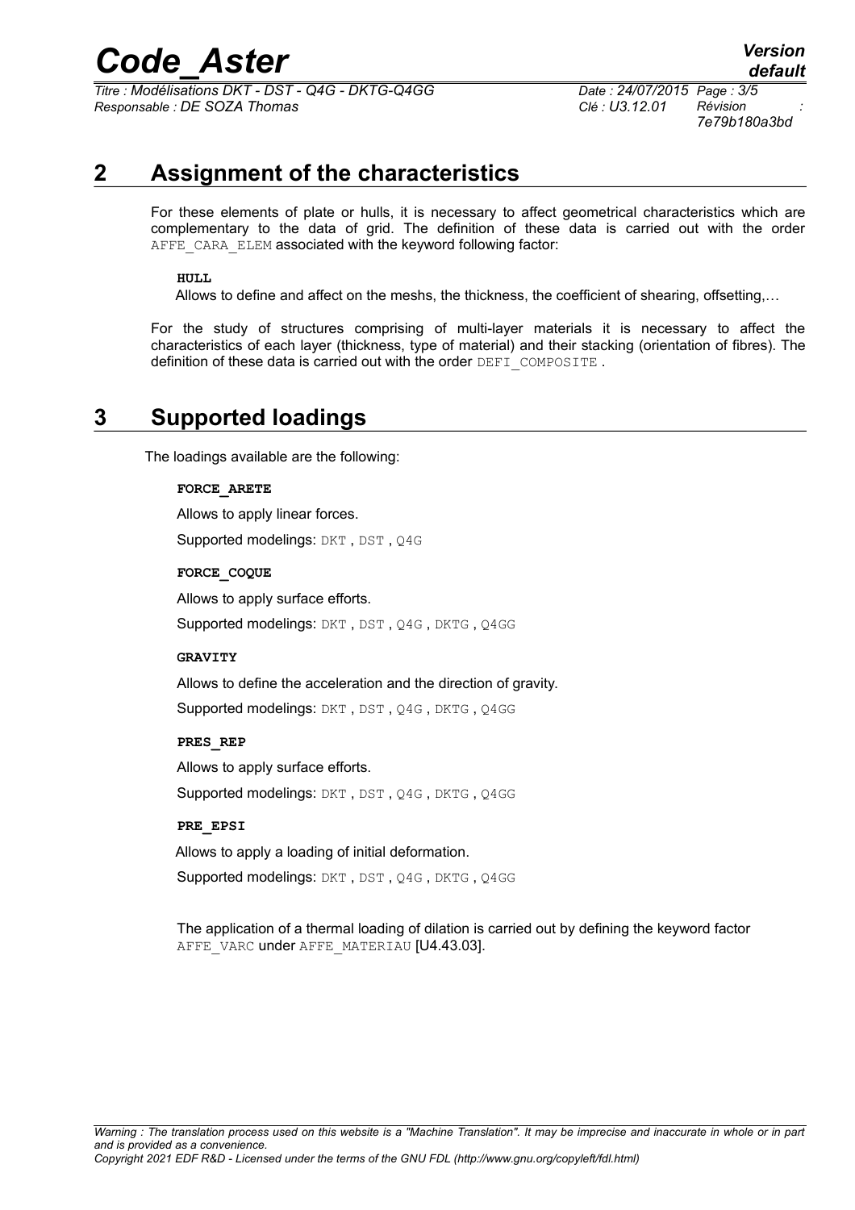# 2 Assignment of the characteristics

For these elements of plate or hulls, it is necessary to affect geometrical characteristics which are complementary to the data of grid. The definition of these data is carried out with the order AFFE_CARA_ELEM associated with the keyword following factor:

**HULL**

Allows to define and affect on the meshs, the thickness, the coefficient of shearing, offsetting,…

For the study of structures comprising of multi-layer materials it is necessary to affect the characteristics of each layer (thickness, type of material) and their stacking (orientation of fibres). The definition of these data is carried out with the order DEFI_COMPOSITE .

# 3 Supported loadings

The loadings available are the following:

**FORCE_ARETE**

Allows to apply linear forces.

Supported modelings: DKT , DST , Q4G

**FORCE_COQUE**

Allows to apply surface efforts.

Supported modelings: DKT , DST , Q4G , DKTG , Q4GG

**GRAVITY**

Allows to define the acceleration and the direction of gravity.

Supported modelings: DKT , DST , Q4G , DKTG , Q4GG

**PRES_REP**

Allows to apply surface efforts.

Supported modelings: DKT , DST , Q4G , DKTG , Q4GG

**PRE_EPSI**

Allows to apply a loading of initial deformation.

Supported modelings: DKT , DST , Q4G , DKTG , Q4GG

The application of a thermal loading of dilation is carried out by defining the keyword factor AFFE_VARC under AFFE_MATERIAU [U4.43.03].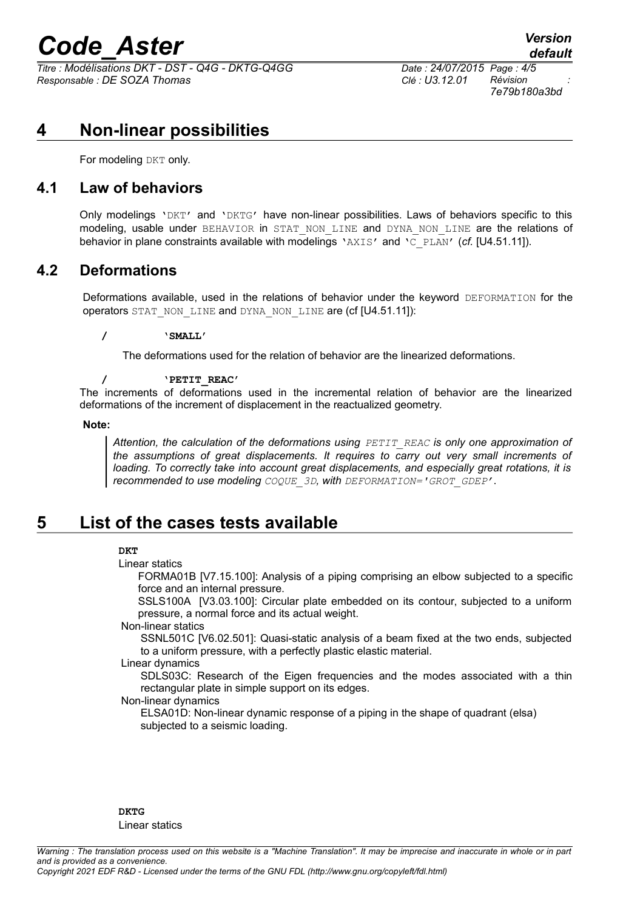# 4 Non-linear possibilities

For modeling DKT only.

## 4.1 Law of behaviors

Only modelings 'DKT' and 'DKTG' have non-linear possibilities. Laws of behaviors specific to this modeling, usable under BEHAVIOR in STAT_NON_LINE and DYNA_NON_LINE are the relations of behavior in plane constraints available with modelings 'AXIS' and 'C_PLAN' (*cf.* [U4.51.11]).

## 4.2 Deformations

Deformations available, used in the relations of behavior under the keyword DEFORMATION for the operators STAT_NON_LINE and DYNA_NON_LINE are (cf [U4.51.11]):

/ **'SMALL'**

The deformations used for the relation of behavior are the linearized deformations.

/ **'PETIT_REAC'**

The increments of deformations used in the incremental relation of behavior are the linearized deformations of the increment of displacement in the reactualized geometry.

**Note:**

*Attention, the calculation of the deformations using PETIT_REAC is only one approximation of the assumptions of great displacements. It requires to carry out very small increments of loading. To correctly take into account great displacements, and especially great rotations, it is recommended to use modeling COQUE_3D, with DEFORMATION='GROT_GDEP'.*

# 5 List of the cases tests available

**DKT**

Linear statics

FORMA01B [V7.15.100]: Analysis of a piping comprising an elbow subjected to a specific force and an internal pressure.

SSLS100A [V3.03.100]: Circular plate embedded on its contour, subjected to a uniform pressure, a normal force and its actual weight.

Non-linear statics

SSNL501C [V6.02.501]: Quasi-static analysis of a beam fixed at the two ends, subjected to a uniform pressure, with a perfectly plastic elastic material.

Linear dynamics

SDLS03C: Research of the Eigen frequencies and the modes associated with a thin rectangular plate in simple support on its edges.

Non-linear dynamics

ELSA01D: Non-linear dynamic response of a piping in the shape of quadrant (elsa) subjected to a seismic loading.

**DKTG**

Linear statics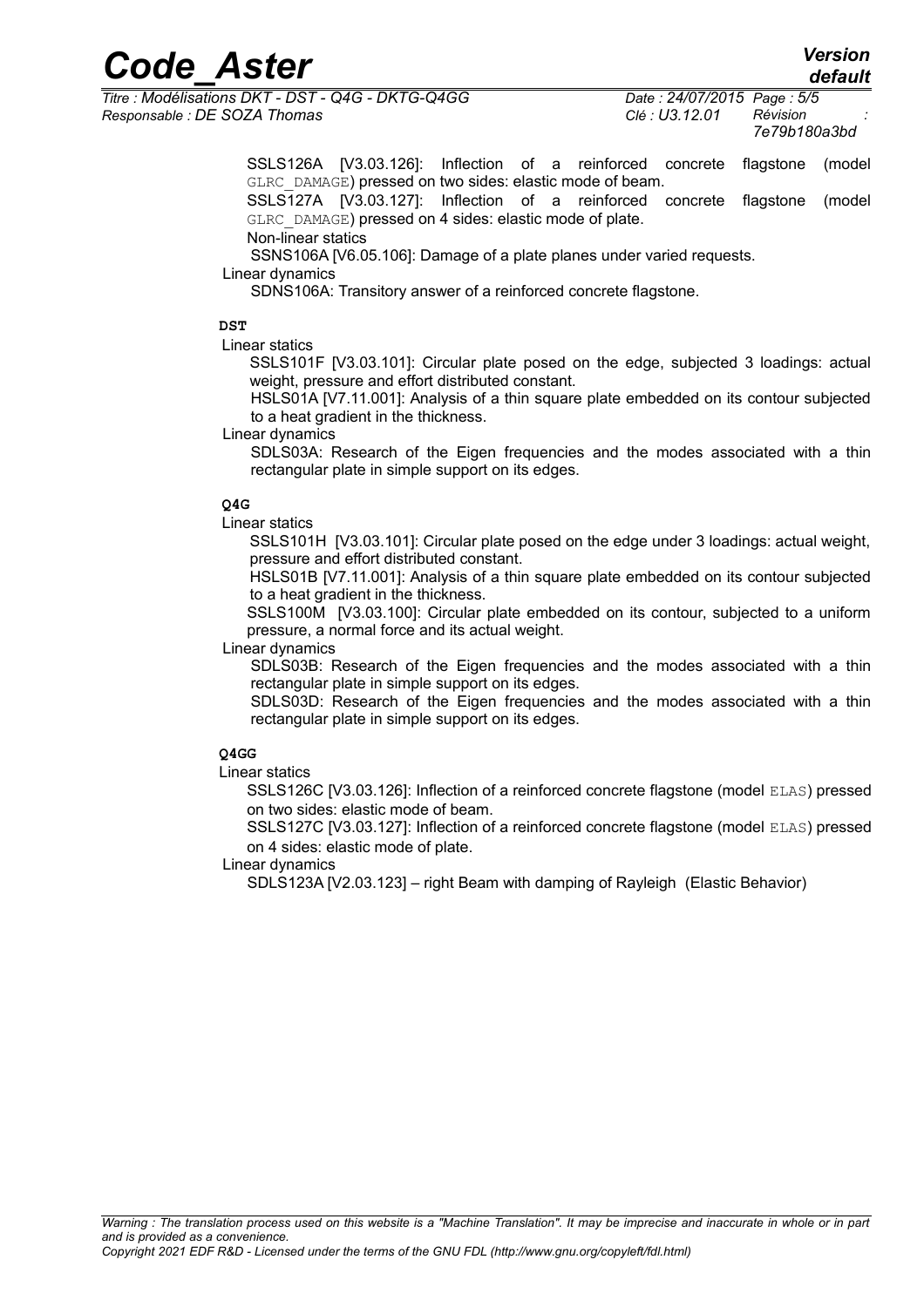SSLS126A [V3.03.126]: Inflection of a reinforced concrete flagstone (model `GLRC_DAMAGE`) pressed on two sides: elastic mode of beam.

SSLS127A [V3.03.127]: Inflection of a reinforced concrete flagstone (model `GLRC_DAMAGE`) pressed on 4 sides: elastic mode of plate.

Non-linear statics

SSNS106A [V6.05.106]: Damage of a plate planes under varied requests.

Linear dynamics

SDNS106A: Transitory answer of a reinforced concrete flagstone.

**DST**

Linear statics

SSLS101F [V3.03.101]: Circular plate posed on the edge, subjected 3 loadings: actual weight, pressure and effort distributed constant.

HSLS01A [V7.11.001]: Analysis of a thin square plate embedded on its contour subjected to a heat gradient in the thickness.

Linear dynamics

SDLS03A: Research of the Eigen frequencies and the modes associated with a thin rectangular plate in simple support on its edges.

**Q4G**

Linear statics

SSLS101H [V3.03.101]: Circular plate posed on the edge under 3 loadings: actual weight, pressure and effort distributed constant.

HSLS01B [V7.11.001]: Analysis of a thin square plate embedded on its contour subjected to a heat gradient in the thickness.

SSLS100M [V3.03.100]: Circular plate embedded on its contour, subjected to a uniform pressure, a normal force and its actual weight.

Linear dynamics

SDLS03B: Research of the Eigen frequencies and the modes associated with a thin rectangular plate in simple support on its edges.

SDLS03D: Research of the Eigen frequencies and the modes associated with a thin rectangular plate in simple support on its edges.

**Q4GG**

Linear statics

SSLS126C [V3.03.126]: Inflection of a reinforced concrete flagstone (model `ELAS`) pressed on two sides: elastic mode of beam.

SSLS127C [V3.03.127]: Inflection of a reinforced concrete flagstone (model `ELAS`) pressed on 4 sides: elastic mode of plate.

Linear dynamics

SDLS123A [V2.03.123] – right Beam with damping of Rayleigh (Elastic Behavior)